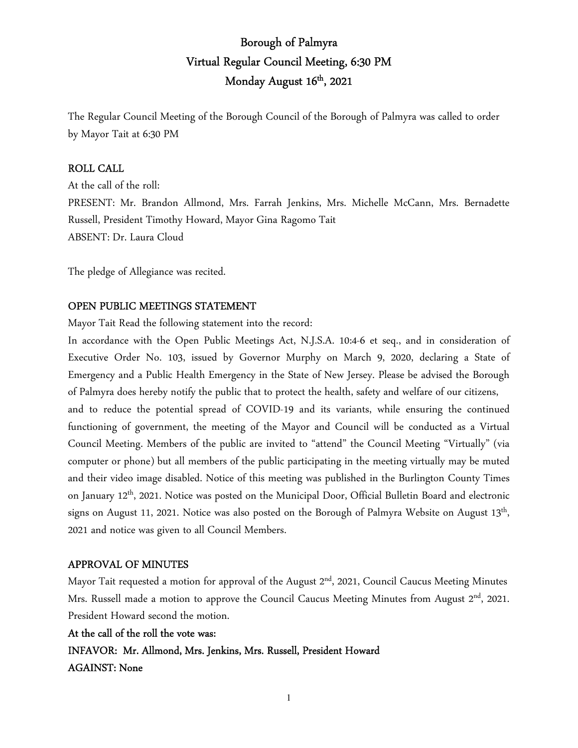# Borough of Palmyra
## Virtual Regular Council Meeting, 6:30 PM
## Monday August 16th, 2021

The Regular Council Meeting of the Borough Council of the Borough of Palmyra was called to order by Mayor Tait at 6:30 PM

### ROLL CALL

At the call of the roll:

PRESENT: Mr. Brandon Allmond, Mrs. Farrah Jenkins, Mrs. Michelle McCann, Mrs. Bernadette Russell, President Timothy Howard, Mayor Gina Ragomo Tait

ABSENT: Dr. Laura Cloud

The pledge of Allegiance was recited.

### OPEN PUBLIC MEETINGS STATEMENT

Mayor Tait Read the following statement into the record:

In accordance with the Open Public Meetings Act, N.J.S.A. 10:4-6 et seq., and in consideration of Executive Order No. 103, issued by Governor Murphy on March 9, 2020, declaring a State of Emergency and a Public Health Emergency in the State of New Jersey. Please be advised the Borough of Palmyra does hereby notify the public that to protect the health, safety and welfare of our citizens, and to reduce the potential spread of COVID-19 and its variants, while ensuring the continued functioning of government, the meeting of the Mayor and Council will be conducted as a Virtual Council Meeting. Members of the public are invited to "attend" the Council Meeting "Virtually" (via computer or phone) but all members of the public participating in the meeting virtually may be muted and their video image disabled. Notice of this meeting was published in the Burlington County Times on January 12th, 2021. Notice was posted on the Municipal Door, Official Bulletin Board and electronic signs on August 11, 2021. Notice was also posted on the Borough of Palmyra Website on August 13th, 2021 and notice was given to all Council Members.

### APPROVAL OF MINUTES

Mayor Tait requested a motion for approval of the August 2nd, 2021, Council Caucus Meeting Minutes Mrs. Russell made a motion to approve the Council Caucus Meeting Minutes from August 2nd, 2021. President Howard second the motion.

**At the call of the roll the vote was:**

**INFAVOR: Mr. Allmond, Mrs. Jenkins, Mrs. Russell, President Howard**

**AGAINST: None**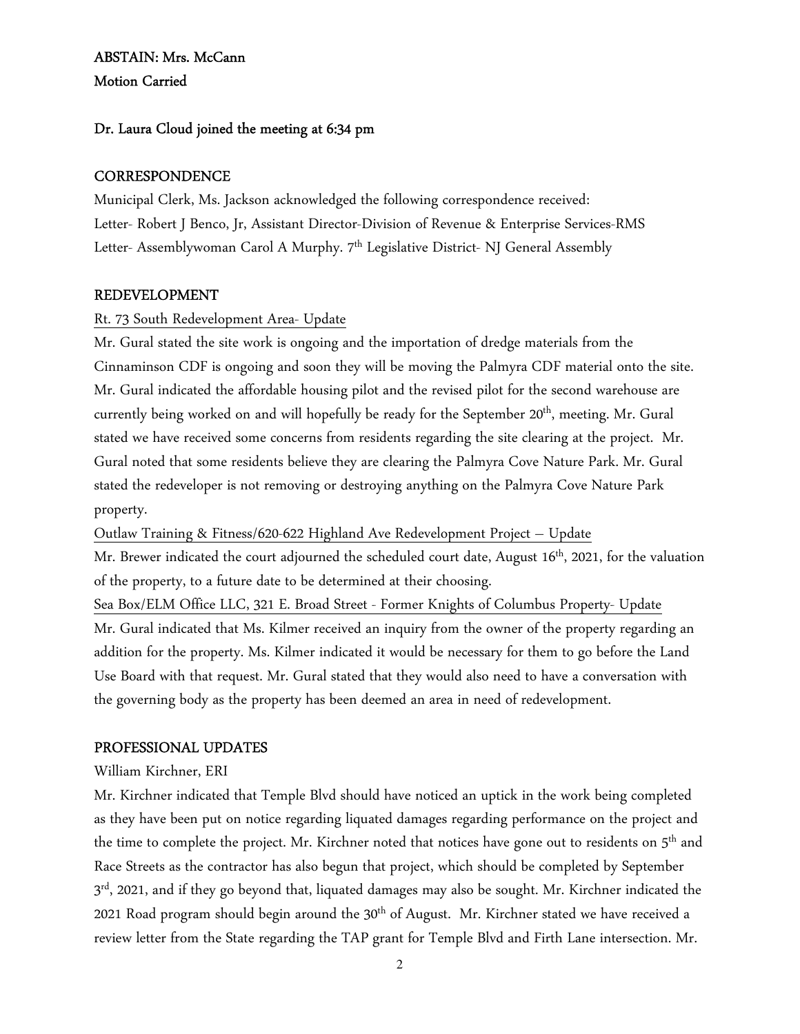**ABSTAIN: Mrs. McCann**
**Motion Carried**

**Dr. Laura Cloud joined the meeting at 6:34 pm**

## CORRESPONDENCE

Municipal Clerk, Ms. Jackson acknowledged the following correspondence received:
Letter- Robert J Benco, Jr, Assistant Director-Division of Revenue & Enterprise Services-RMS
Letter- Assemblywoman Carol A Murphy. 7th Legislative District- NJ General Assembly

## REDEVELOPMENT

Rt. 73 South Redevelopment Area- Update

Mr. Gural stated the site work is ongoing and the importation of dredge materials from the Cinnaminson CDF is ongoing and soon they will be moving the Palmyra CDF material onto the site. Mr. Gural indicated the affordable housing pilot and the revised pilot for the second warehouse are currently being worked on and will hopefully be ready for the September 20th, meeting. Mr. Gural stated we have received some concerns from residents regarding the site clearing at the project. Mr. Gural noted that some residents believe they are clearing the Palmyra Cove Nature Park. Mr. Gural stated the redeveloper is not removing or destroying anything on the Palmyra Cove Nature Park property.

Outlaw Training & Fitness/620-622 Highland Ave Redevelopment Project – Update

Mr. Brewer indicated the court adjourned the scheduled court date, August 16th, 2021, for the valuation of the property, to a future date to be determined at their choosing.

Sea Box/ELM Office LLC, 321 E. Broad Street - Former Knights of Columbus Property- Update

Mr. Gural indicated that Ms. Kilmer received an inquiry from the owner of the property regarding an addition for the property. Ms. Kilmer indicated it would be necessary for them to go before the Land Use Board with that request. Mr. Gural stated that they would also need to have a conversation with the governing body as the property has been deemed an area in need of redevelopment.

## PROFESSIONAL UPDATES

William Kirchner, ERI

Mr. Kirchner indicated that Temple Blvd should have noticed an uptick in the work being completed as they have been put on notice regarding liquated damages regarding performance on the project and the time to complete the project. Mr. Kirchner noted that notices have gone out to residents on 5th and Race Streets as the contractor has also begun that project, which should be completed by September 3rd, 2021, and if they go beyond that, liquated damages may also be sought. Mr. Kirchner indicated the 2021 Road program should begin around the 30th of August. Mr. Kirchner stated we have received a review letter from the State regarding the TAP grant for Temple Blvd and Firth Lane intersection. Mr.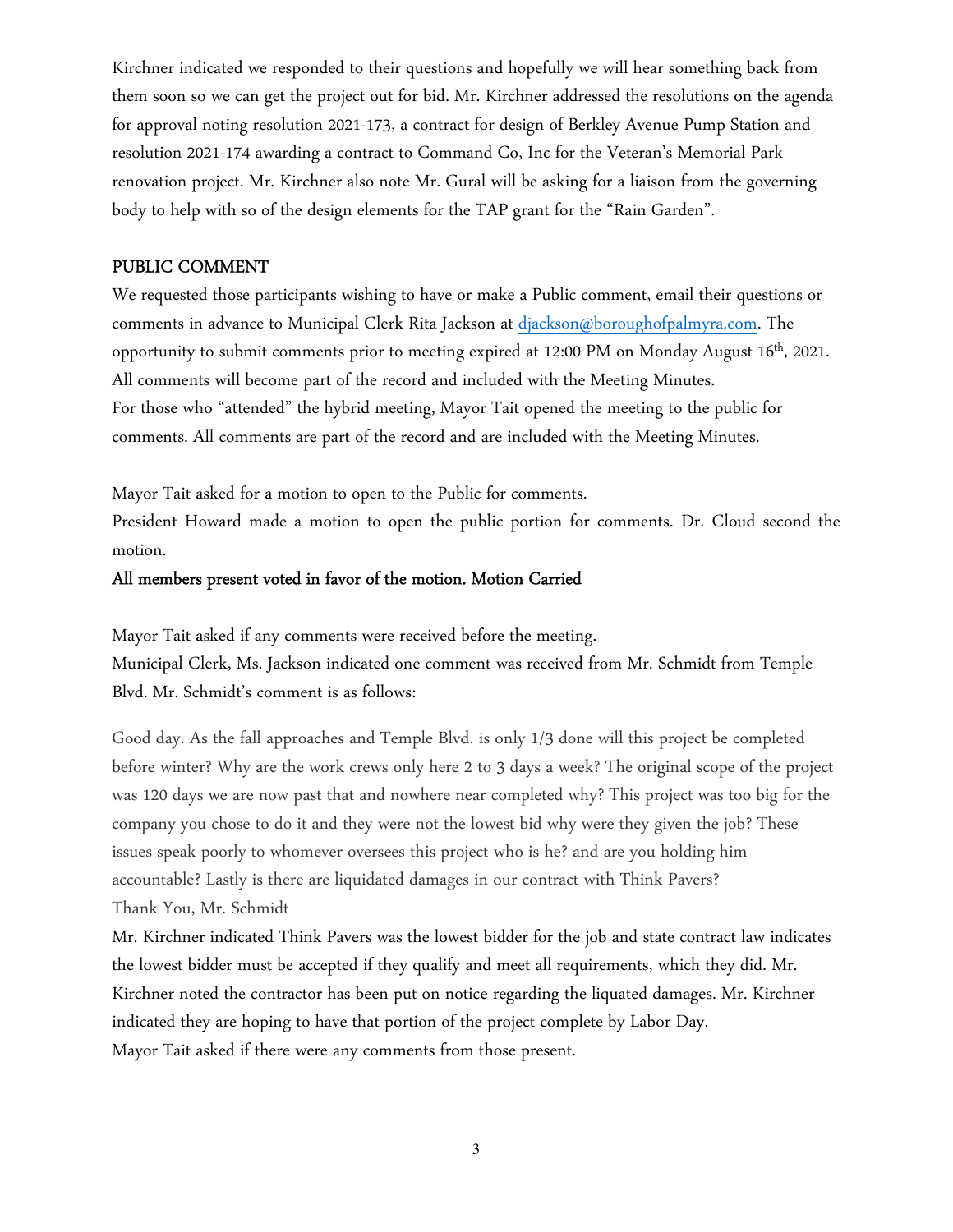Kirchner indicated we responded to their questions and hopefully we will hear something back from them soon so we can get the project out for bid. Mr. Kirchner addressed the resolutions on the agenda for approval noting resolution 2021-173, a contract for design of Berkley Avenue Pump Station and resolution 2021-174 awarding a contract to Command Co, Inc for the Veteran's Memorial Park renovation project. Mr. Kirchner also note Mr. Gural will be asking for a liaison from the governing body to help with so of the design elements for the TAP grant for the "Rain Garden".

## PUBLIC COMMENT

We requested those participants wishing to have or make a Public comment, email their questions or comments in advance to Municipal Clerk Rita Jackson at djackson@boroughofpalmyra.com. The opportunity to submit comments prior to meeting expired at 12:00 PM on Monday August 16th, 2021. All comments will become part of the record and included with the Meeting Minutes.
For those who "attended" the hybrid meeting, Mayor Tait opened the meeting to the public for comments. All comments are part of the record and are included with the Meeting Minutes.

Mayor Tait asked for a motion to open to the Public for comments.
President Howard made a motion to open the public portion for comments. Dr. Cloud second the motion.

**All members present voted in favor of the motion. Motion Carried**

Mayor Tait asked if any comments were received before the meeting.
Municipal Clerk, Ms. Jackson indicated one comment was received from Mr. Schmidt from Temple Blvd. Mr. Schmidt's comment is as follows:

Good day. As the fall approaches and Temple Blvd. is only 1/3 done will this project be completed before winter? Why are the work crews only here 2 to 3 days a week? The original scope of the project was 120 days we are now past that and nowhere near completed why? This project was too big for the company you chose to do it and they were not the lowest bid why were they given the job? These issues speak poorly to whomever oversees this project who is he? and are you holding him accountable? Lastly is there are liquidated damages in our contract with Think Pavers?
Thank You, Mr. Schmidt

Mr. Kirchner indicated Think Pavers was the lowest bidder for the job and state contract law indicates the lowest bidder must be accepted if they qualify and meet all requirements, which they did. Mr. Kirchner noted the contractor has been put on notice regarding the liquated damages. Mr. Kirchner indicated they are hoping to have that portion of the project complete by Labor Day.
Mayor Tait asked if there were any comments from those present.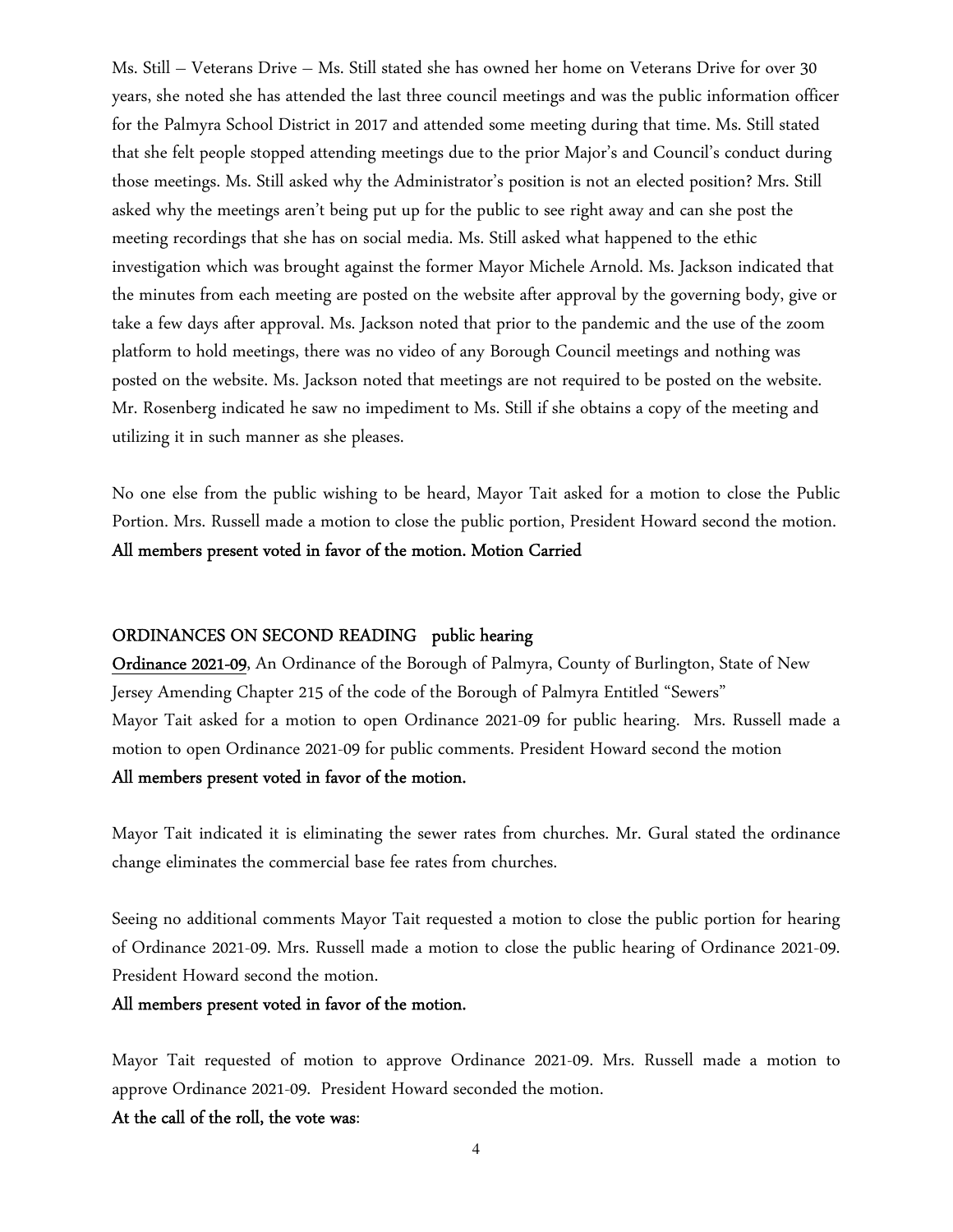Ms. Still – Veterans Drive – Ms. Still stated she has owned her home on Veterans Drive for over 30 years, she noted she has attended the last three council meetings and was the public information officer for the Palmyra School District in 2017 and attended some meeting during that time. Ms. Still stated that she felt people stopped attending meetings due to the prior Major's and Council's conduct during those meetings. Ms. Still asked why the Administrator's position is not an elected position? Mrs. Still asked why the meetings aren't being put up for the public to see right away and can she post the meeting recordings that she has on social media. Ms. Still asked what happened to the ethic investigation which was brought against the former Mayor Michele Arnold. Ms. Jackson indicated that the minutes from each meeting are posted on the website after approval by the governing body, give or take a few days after approval. Ms. Jackson noted that prior to the pandemic and the use of the zoom platform to hold meetings, there was no video of any Borough Council meetings and nothing was posted on the website. Ms. Jackson noted that meetings are not required to be posted on the website. Mr. Rosenberg indicated he saw no impediment to Ms. Still if she obtains a copy of the meeting and utilizing it in such manner as she pleases.

No one else from the public wishing to be heard, Mayor Tait asked for a motion to close the Public Portion. Mrs. Russell made a motion to close the public portion, President Howard second the motion. **All members present voted in favor of the motion. Motion Carried**

**ORDINANCES ON SECOND READING public hearing**

**Ordinance 2021-09**, An Ordinance of the Borough of Palmyra, County of Burlington, State of New Jersey Amending Chapter 215 of the code of the Borough of Palmyra Entitled "Sewers"
Mayor Tait asked for a motion to open Ordinance 2021-09 for public hearing. Mrs. Russell made a motion to open Ordinance 2021-09 for public comments. President Howard second the motion
**All members present voted in favor of the motion.**

Mayor Tait indicated it is eliminating the sewer rates from churches. Mr. Gural stated the ordinance change eliminates the commercial base fee rates from churches.

Seeing no additional comments Mayor Tait requested a motion to close the public portion for hearing of Ordinance 2021-09. Mrs. Russell made a motion to close the public hearing of Ordinance 2021-09. President Howard second the motion.

**All members present voted in favor of the motion.**

Mayor Tait requested of motion to approve Ordinance 2021-09. Mrs. Russell made a motion to approve Ordinance 2021-09. President Howard seconded the motion.

**At the call of the roll, the vote was**: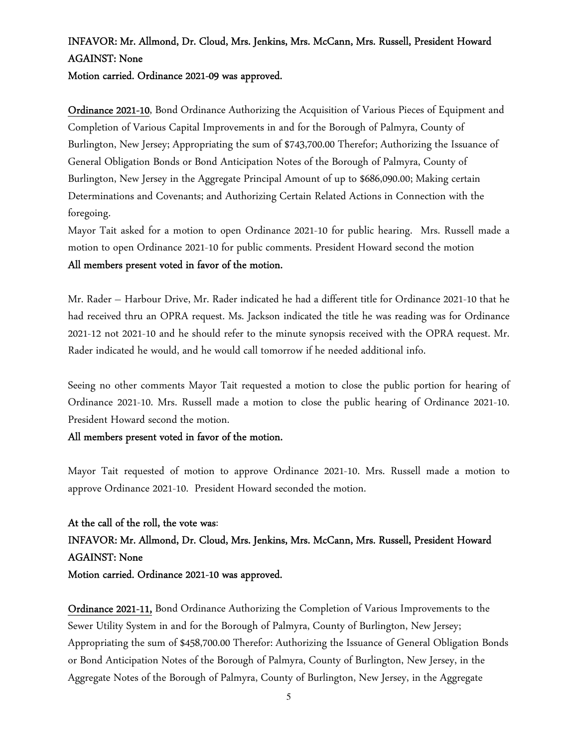**INFAVOR: Mr. Allmond, Dr. Cloud, Mrs. Jenkins, Mrs. McCann, Mrs. Russell, President Howard**
**AGAINST: None**
**Motion carried. Ordinance 2021-09 was approved.**

**Ordinance 2021-10**, Bond Ordinance Authorizing the Acquisition of Various Pieces of Equipment and Completion of Various Capital Improvements in and for the Borough of Palmyra, County of Burlington, New Jersey; Appropriating the sum of $743,700.00 Therefor; Authorizing the Issuance of General Obligation Bonds or Bond Anticipation Notes of the Borough of Palmyra, County of Burlington, New Jersey in the Aggregate Principal Amount of up to $686,090.00; Making certain Determinations and Covenants; and Authorizing Certain Related Actions in Connection with the foregoing.

Mayor Tait asked for a motion to open Ordinance 2021-10 for public hearing. Mrs. Russell made a motion to open Ordinance 2021-10 for public comments. President Howard second the motion

**All members present voted in favor of the motion.**

Mr. Rader – Harbour Drive, Mr. Rader indicated he had a different title for Ordinance 2021-10 that he had received thru an OPRA request. Ms. Jackson indicated the title he was reading was for Ordinance 2021-12 not 2021-10 and he should refer to the minute synopsis received with the OPRA request. Mr. Rader indicated he would, and he would call tomorrow if he needed additional info.

Seeing no other comments Mayor Tait requested a motion to close the public portion for hearing of Ordinance 2021-10. Mrs. Russell made a motion to close the public hearing of Ordinance 2021-10. President Howard second the motion.

**All members present voted in favor of the motion.**

Mayor Tait requested of motion to approve Ordinance 2021-10. Mrs. Russell made a motion to approve Ordinance 2021-10. President Howard seconded the motion.

**At the call of the roll, the vote was**:
**INFAVOR: Mr. Allmond, Dr. Cloud, Mrs. Jenkins, Mrs. McCann, Mrs. Russell, President Howard**
**AGAINST: None**
**Motion carried. Ordinance 2021-10 was approved.**

**Ordinance 2021-11,** Bond Ordinance Authorizing the Completion of Various Improvements to the Sewer Utility System in and for the Borough of Palmyra, County of Burlington, New Jersey; Appropriating the sum of $458,700.00 Therefor: Authorizing the Issuance of General Obligation Bonds or Bond Anticipation Notes of the Borough of Palmyra, County of Burlington, New Jersey, in the Aggregate Notes of the Borough of Palmyra, County of Burlington, New Jersey, in the Aggregate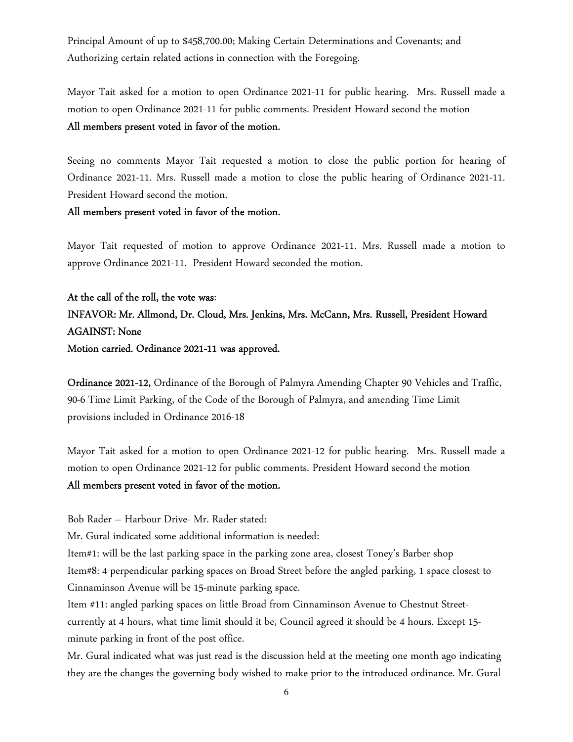Principal Amount of up to $458,700.00; Making Certain Determinations and Covenants; and Authorizing certain related actions in connection with the Foregoing.

Mayor Tait asked for a motion to open Ordinance 2021-11 for public hearing. Mrs. Russell made a motion to open Ordinance 2021-11 for public comments. President Howard second the motion

**All members present voted in favor of the motion.**

Seeing no comments Mayor Tait requested a motion to close the public portion for hearing of Ordinance 2021-11. Mrs. Russell made a motion to close the public hearing of Ordinance 2021-11. President Howard second the motion.

**All members present voted in favor of the motion.**

Mayor Tait requested of motion to approve Ordinance 2021-11. Mrs. Russell made a motion to approve Ordinance 2021-11. President Howard seconded the motion.

**At the call of the roll, the vote was**:
**INFAVOR: Mr. Allmond, Dr. Cloud, Mrs. Jenkins, Mrs. McCann, Mrs. Russell, President Howard**
**AGAINST: None**
**Motion carried. Ordinance 2021-11 was approved.**

**Ordinance 2021-12,** Ordinance of the Borough of Palmyra Amending Chapter 90 Vehicles and Traffic, 90-6 Time Limit Parking, of the Code of the Borough of Palmyra, and amending Time Limit provisions included in Ordinance 2016-18

Mayor Tait asked for a motion to open Ordinance 2021-12 for public hearing. Mrs. Russell made a motion to open Ordinance 2021-12 for public comments. President Howard second the motion

**All members present voted in favor of the motion.**

Bob Rader – Harbour Drive- Mr. Rader stated:

Mr. Gural indicated some additional information is needed:

Item#1: will be the last parking space in the parking zone area, closest Toney's Barber shop

Item#8: 4 perpendicular parking spaces on Broad Street before the angled parking, 1 space closest to Cinnaminson Avenue will be 15-minute parking space.

Item #11: angled parking spaces on little Broad from Cinnaminson Avenue to Chestnut Street- currently at 4 hours, what time limit should it be, Council agreed it should be 4 hours. Except 15-minute parking in front of the post office.

Mr. Gural indicated what was just read is the discussion held at the meeting one month ago indicating they are the changes the governing body wished to make prior to the introduced ordinance. Mr. Gural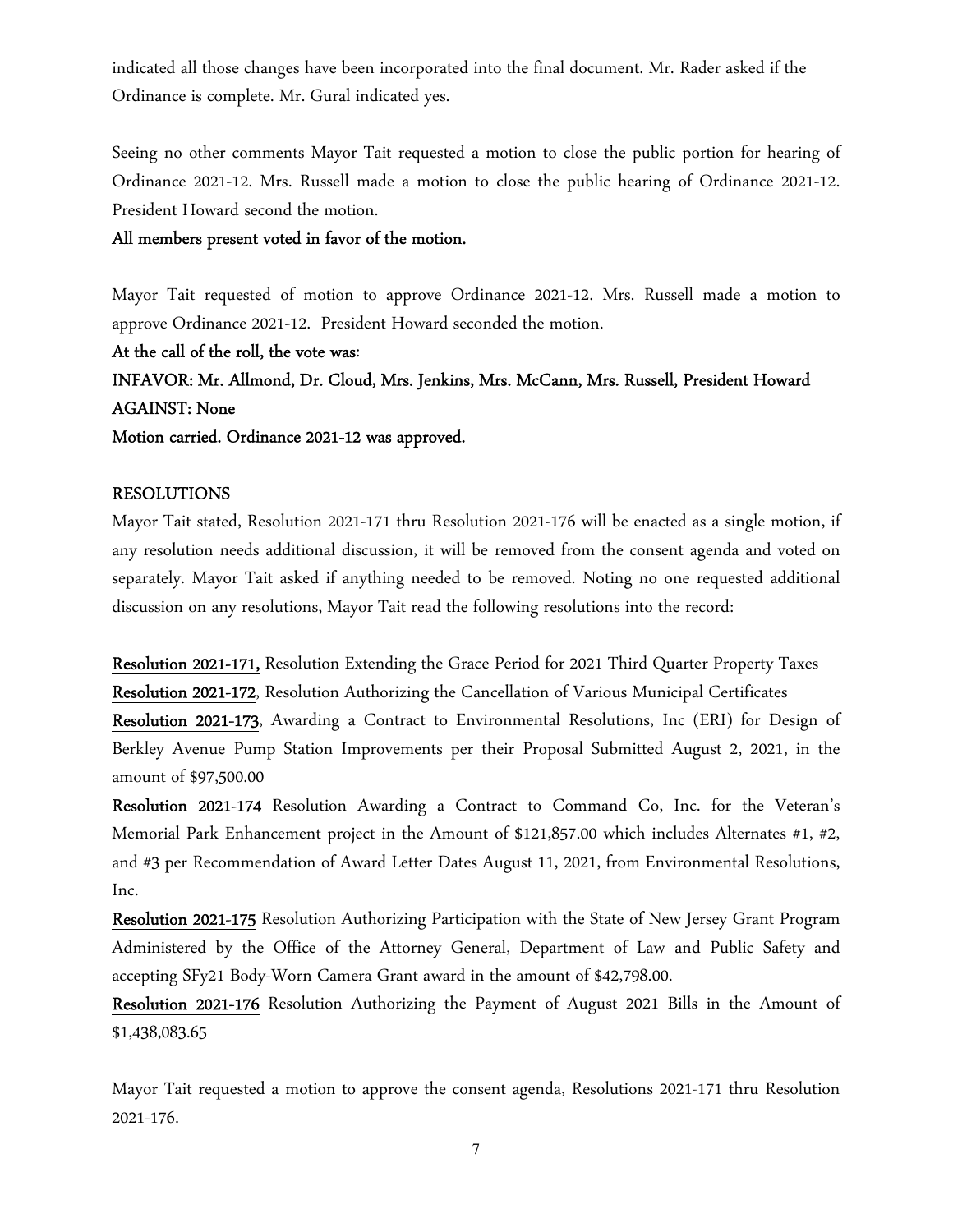indicated all those changes have been incorporated into the final document. Mr. Rader asked if the Ordinance is complete. Mr. Gural indicated yes.

Seeing no other comments Mayor Tait requested a motion to close the public portion for hearing of Ordinance 2021-12. Mrs. Russell made a motion to close the public hearing of Ordinance 2021-12. President Howard second the motion.

**All members present voted in favor of the motion.**

Mayor Tait requested of motion to approve Ordinance 2021-12. Mrs. Russell made a motion to approve Ordinance 2021-12. President Howard seconded the motion.

**At the call of the roll, the vote was**:

**INFAVOR: Mr. Allmond, Dr. Cloud, Mrs. Jenkins, Mrs. McCann, Mrs. Russell, President Howard**

**AGAINST: None**

**Motion carried. Ordinance 2021-12 was approved.**

## RESOLUTIONS

Mayor Tait stated, Resolution 2021-171 thru Resolution 2021-176 will be enacted as a single motion, if any resolution needs additional discussion, it will be removed from the consent agenda and voted on separately. Mayor Tait asked if anything needed to be removed. Noting no one requested additional discussion on any resolutions, Mayor Tait read the following resolutions into the record:

**Resolution 2021-171,** Resolution Extending the Grace Period for 2021 Third Quarter Property Taxes

**Resolution 2021-172**, Resolution Authorizing the Cancellation of Various Municipal Certificates

**Resolution 2021-173**, Awarding a Contract to Environmental Resolutions, Inc (ERI) for Design of Berkley Avenue Pump Station Improvements per their Proposal Submitted August 2, 2021, in the amount of $97,500.00

**Resolution 2021-174** Resolution Awarding a Contract to Command Co, Inc. for the Veteran's Memorial Park Enhancement project in the Amount of $121,857.00 which includes Alternates #1, #2, and #3 per Recommendation of Award Letter Dates August 11, 2021, from Environmental Resolutions, Inc.

**Resolution 2021-175** Resolution Authorizing Participation with the State of New Jersey Grant Program Administered by the Office of the Attorney General, Department of Law and Public Safety and accepting SFy21 Body-Worn Camera Grant award in the amount of $42,798.00.

**Resolution 2021-176** Resolution Authorizing the Payment of August 2021 Bills in the Amount of $1,438,083.65

Mayor Tait requested a motion to approve the consent agenda, Resolutions 2021-171 thru Resolution 2021-176.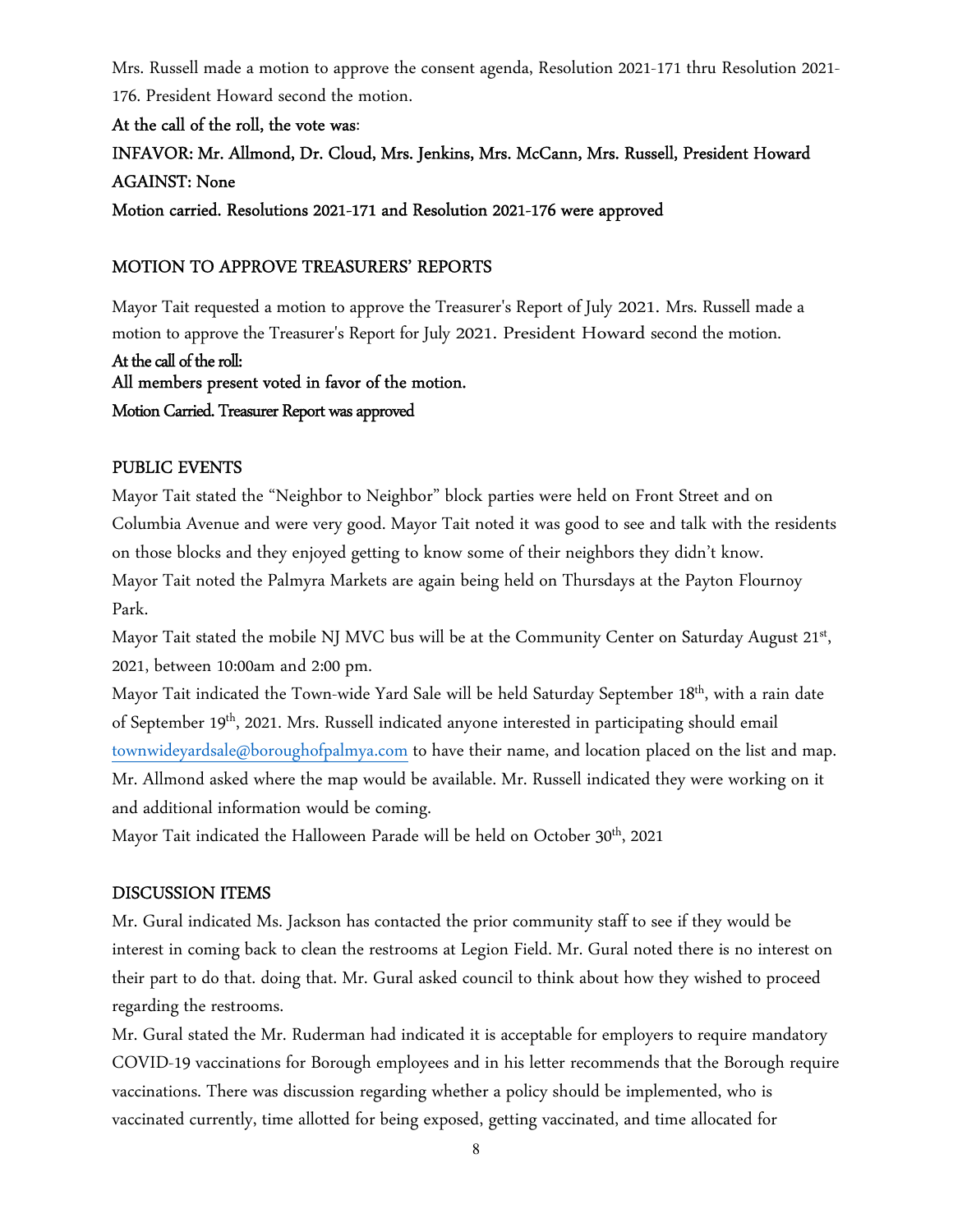Mrs. Russell made a motion to approve the consent agenda, Resolution 2021-171 thru Resolution 2021-176. President Howard second the motion.

**At the call of the roll, the vote was**:

**INFAVOR: Mr. Allmond, Dr. Cloud, Mrs. Jenkins, Mrs. McCann, Mrs. Russell, President Howard**

**AGAINST: None**

**Motion carried. Resolutions 2021-171 and Resolution 2021-176 were approved**

## MOTION TO APPROVE TREASURERS' REPORTS

Mayor Tait requested a motion to approve the Treasurer's Report of July 2021. Mrs. Russell made a motion to approve the Treasurer's Report for July 2021. President Howard second the motion.

**At the call of the roll:**

**All members present voted in favor of the motion.**

**Motion Carried. Treasurer Report was approved**

## PUBLIC EVENTS

Mayor Tait stated the "Neighbor to Neighbor" block parties were held on Front Street and on Columbia Avenue and were very good. Mayor Tait noted it was good to see and talk with the residents on those blocks and they enjoyed getting to know some of their neighbors they didn't know.

Mayor Tait noted the Palmyra Markets are again being held on Thursdays at the Payton Flournoy Park.

Mayor Tait stated the mobile NJ MVC bus will be at the Community Center on Saturday August 21st, 2021, between 10:00am and 2:00 pm.

Mayor Tait indicated the Town-wide Yard Sale will be held Saturday September 18th, with a rain date of September 19th, 2021. Mrs. Russell indicated anyone interested in participating should email townwideyardsale@boroughofpalmya.com to have their name, and location placed on the list and map. Mr. Allmond asked where the map would be available. Mr. Russell indicated they were working on it and additional information would be coming.

Mayor Tait indicated the Halloween Parade will be held on October 30th, 2021

## DISCUSSION ITEMS

Mr. Gural indicated Ms. Jackson has contacted the prior community staff to see if they would be interest in coming back to clean the restrooms at Legion Field. Mr. Gural noted there is no interest on their part to do that. doing that. Mr. Gural asked council to think about how they wished to proceed regarding the restrooms.

Mr. Gural stated the Mr. Ruderman had indicated it is acceptable for employers to require mandatory COVID-19 vaccinations for Borough employees and in his letter recommends that the Borough require vaccinations. There was discussion regarding whether a policy should be implemented, who is vaccinated currently, time allotted for being exposed, getting vaccinated, and time allocated for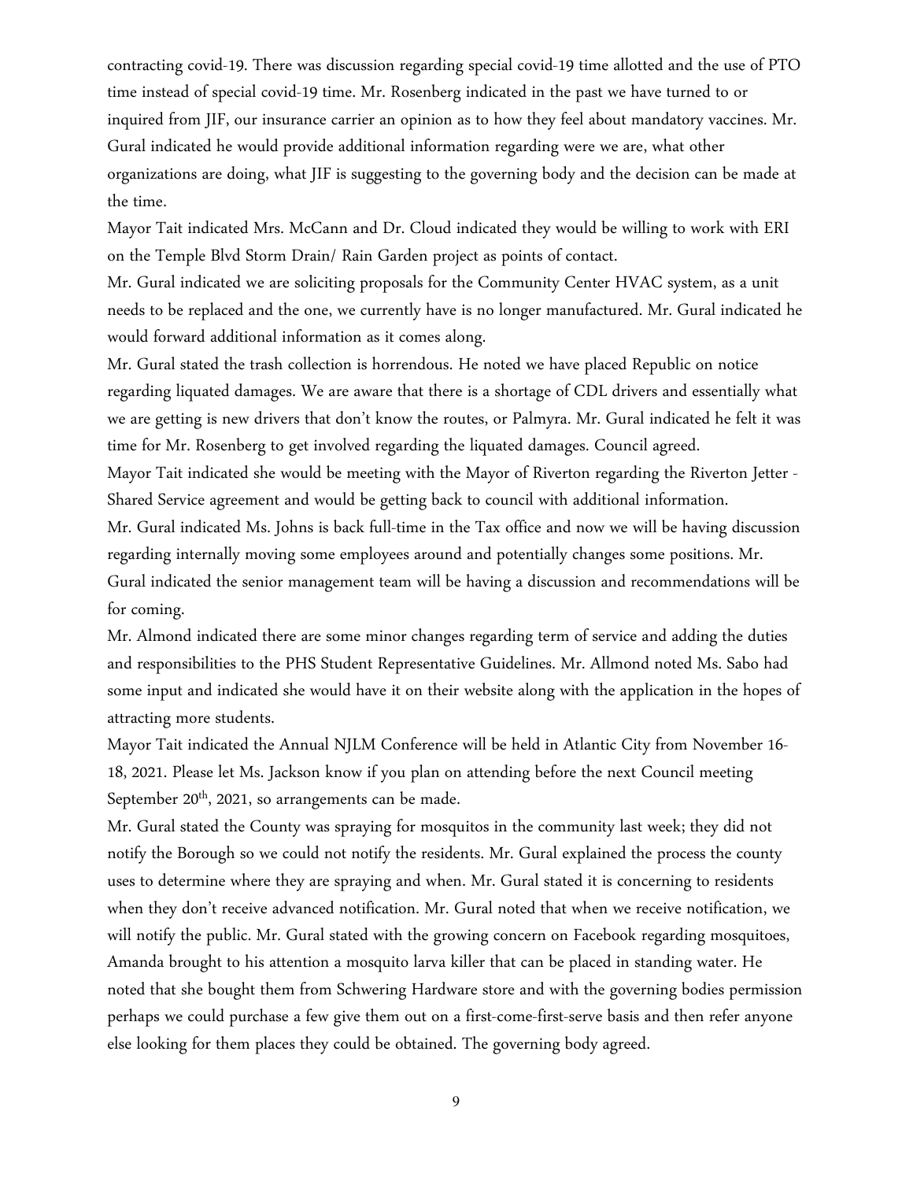contracting covid-19. There was discussion regarding special covid-19 time allotted and the use of PTO time instead of special covid-19 time. Mr. Rosenberg indicated in the past we have turned to or inquired from JIF, our insurance carrier an opinion as to how they feel about mandatory vaccines. Mr. Gural indicated he would provide additional information regarding were we are, what other organizations are doing, what JIF is suggesting to the governing body and the decision can be made at the time.

Mayor Tait indicated Mrs. McCann and Dr. Cloud indicated they would be willing to work with ERI on the Temple Blvd Storm Drain/ Rain Garden project as points of contact.

Mr. Gural indicated we are soliciting proposals for the Community Center HVAC system, as a unit needs to be replaced and the one, we currently have is no longer manufactured. Mr. Gural indicated he would forward additional information as it comes along.

Mr. Gural stated the trash collection is horrendous. He noted we have placed Republic on notice regarding liquated damages. We are aware that there is a shortage of CDL drivers and essentially what we are getting is new drivers that don't know the routes, or Palmyra. Mr. Gural indicated he felt it was time for Mr. Rosenberg to get involved regarding the liquated damages. Council agreed.

Mayor Tait indicated she would be meeting with the Mayor of Riverton regarding the Riverton Jetter - Shared Service agreement and would be getting back to council with additional information.

Mr. Gural indicated Ms. Johns is back full-time in the Tax office and now we will be having discussion regarding internally moving some employees around and potentially changes some positions. Mr. Gural indicated the senior management team will be having a discussion and recommendations will be for coming.

Mr. Almond indicated there are some minor changes regarding term of service and adding the duties and responsibilities to the PHS Student Representative Guidelines. Mr. Allmond noted Ms. Sabo had some input and indicated she would have it on their website along with the application in the hopes of attracting more students.

Mayor Tait indicated the Annual NJLM Conference will be held in Atlantic City from November 16-18, 2021. Please let Ms. Jackson know if you plan on attending before the next Council meeting September 20th, 2021, so arrangements can be made.

Mr. Gural stated the County was spraying for mosquitos in the community last week; they did not notify the Borough so we could not notify the residents. Mr. Gural explained the process the county uses to determine where they are spraying and when. Mr. Gural stated it is concerning to residents when they don't receive advanced notification. Mr. Gural noted that when we receive notification, we will notify the public. Mr. Gural stated with the growing concern on Facebook regarding mosquitoes, Amanda brought to his attention a mosquito larva killer that can be placed in standing water. He noted that she bought them from Schwering Hardware store and with the governing bodies permission perhaps we could purchase a few give them out on a first-come-first-serve basis and then refer anyone else looking for them places they could be obtained. The governing body agreed.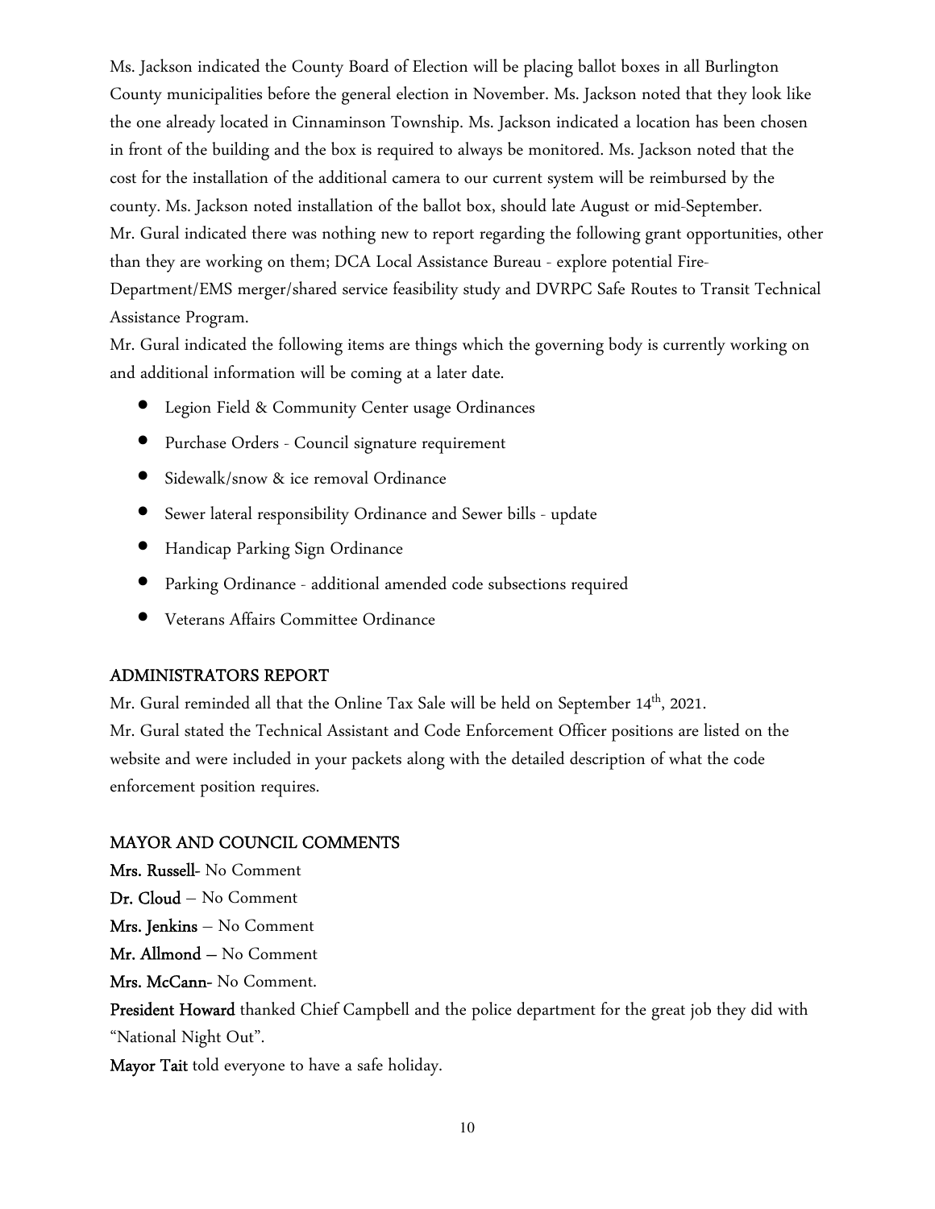Ms. Jackson indicated the County Board of Election will be placing ballot boxes in all Burlington County municipalities before the general election in November. Ms. Jackson noted that they look like the one already located in Cinnaminson Township. Ms. Jackson indicated a location has been chosen in front of the building and the box is required to always be monitored. Ms. Jackson noted that the cost for the installation of the additional camera to our current system will be reimbursed by the county. Ms. Jackson noted installation of the ballot box, should late August or mid-September.

Mr. Gural indicated there was nothing new to report regarding the following grant opportunities, other than they are working on them; DCA Local Assistance Bureau - explore potential Fire-Department/EMS merger/shared service feasibility study and DVRPC Safe Routes to Transit Technical Assistance Program.

Mr. Gural indicated the following items are things which the governing body is currently working on and additional information will be coming at a later date.

- Legion Field & Community Center usage Ordinances
- Purchase Orders - Council signature requirement
- Sidewalk/snow & ice removal Ordinance
- Sewer lateral responsibility Ordinance and Sewer bills - update
- Handicap Parking Sign Ordinance
- Parking Ordinance - additional amended code subsections required
- Veterans Affairs Committee Ordinance

## ADMINISTRATORS REPORT

Mr. Gural reminded all that the Online Tax Sale will be held on September 14th, 2021.

Mr. Gural stated the Technical Assistant and Code Enforcement Officer positions are listed on the website and were included in your packets along with the detailed description of what the code enforcement position requires.

## MAYOR AND COUNCIL COMMENTS

**Mrs. Russell**- No Comment

**Dr. Cloud** – No Comment

**Mrs. Jenkins** – No Comment

**Mr. Allmond** – No Comment

**Mrs. McCann**- No Comment.

**President Howard** thanked Chief Campbell and the police department for the great job they did with "National Night Out".

**Mayor Tait** told everyone to have a safe holiday.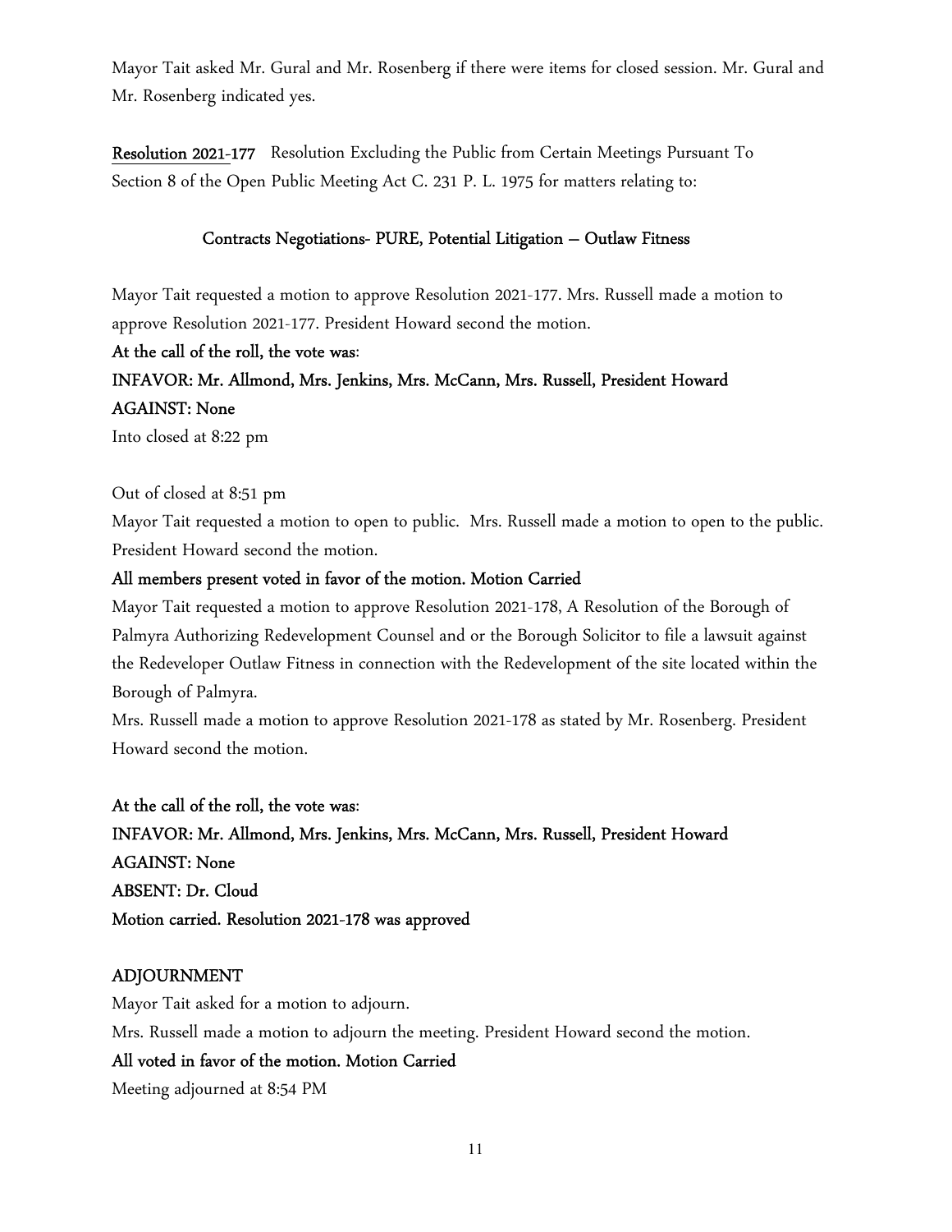Mayor Tait asked Mr. Gural and Mr. Rosenberg if there were items for closed session. Mr. Gural and Mr. Rosenberg indicated yes.

**Resolution 2021-177** Resolution Excluding the Public from Certain Meetings Pursuant To Section 8 of the Open Public Meeting Act C. 231 P. L. 1975 for matters relating to:

**Contracts Negotiations- PURE, Potential Litigation – Outlaw Fitness**

Mayor Tait requested a motion to approve Resolution 2021-177. Mrs. Russell made a motion to approve Resolution 2021-177. President Howard second the motion.

**At the call of the roll, the vote was**:

**INFAVOR: Mr. Allmond, Mrs. Jenkins, Mrs. McCann, Mrs. Russell, President Howard**

**AGAINST: None**

Into closed at 8:22 pm

Out of closed at 8:51 pm

Mayor Tait requested a motion to open to public. Mrs. Russell made a motion to open to the public. President Howard second the motion.

**All members present voted in favor of the motion. Motion Carried**

Mayor Tait requested a motion to approve Resolution 2021-178, A Resolution of the Borough of Palmyra Authorizing Redevelopment Counsel and or the Borough Solicitor to file a lawsuit against the Redeveloper Outlaw Fitness in connection with the Redevelopment of the site located within the Borough of Palmyra.

Mrs. Russell made a motion to approve Resolution 2021-178 as stated by Mr. Rosenberg. President Howard second the motion.

**At the call of the roll, the vote was**:

**INFAVOR: Mr. Allmond, Mrs. Jenkins, Mrs. McCann, Mrs. Russell, President Howard**

**AGAINST: None**

**ABSENT: Dr. Cloud**

**Motion carried. Resolution 2021-178 was approved**

**ADJOURNMENT**

Mayor Tait asked for a motion to adjourn.

Mrs. Russell made a motion to adjourn the meeting. President Howard second the motion.

**All voted in favor of the motion. Motion Carried**

Meeting adjourned at 8:54 PM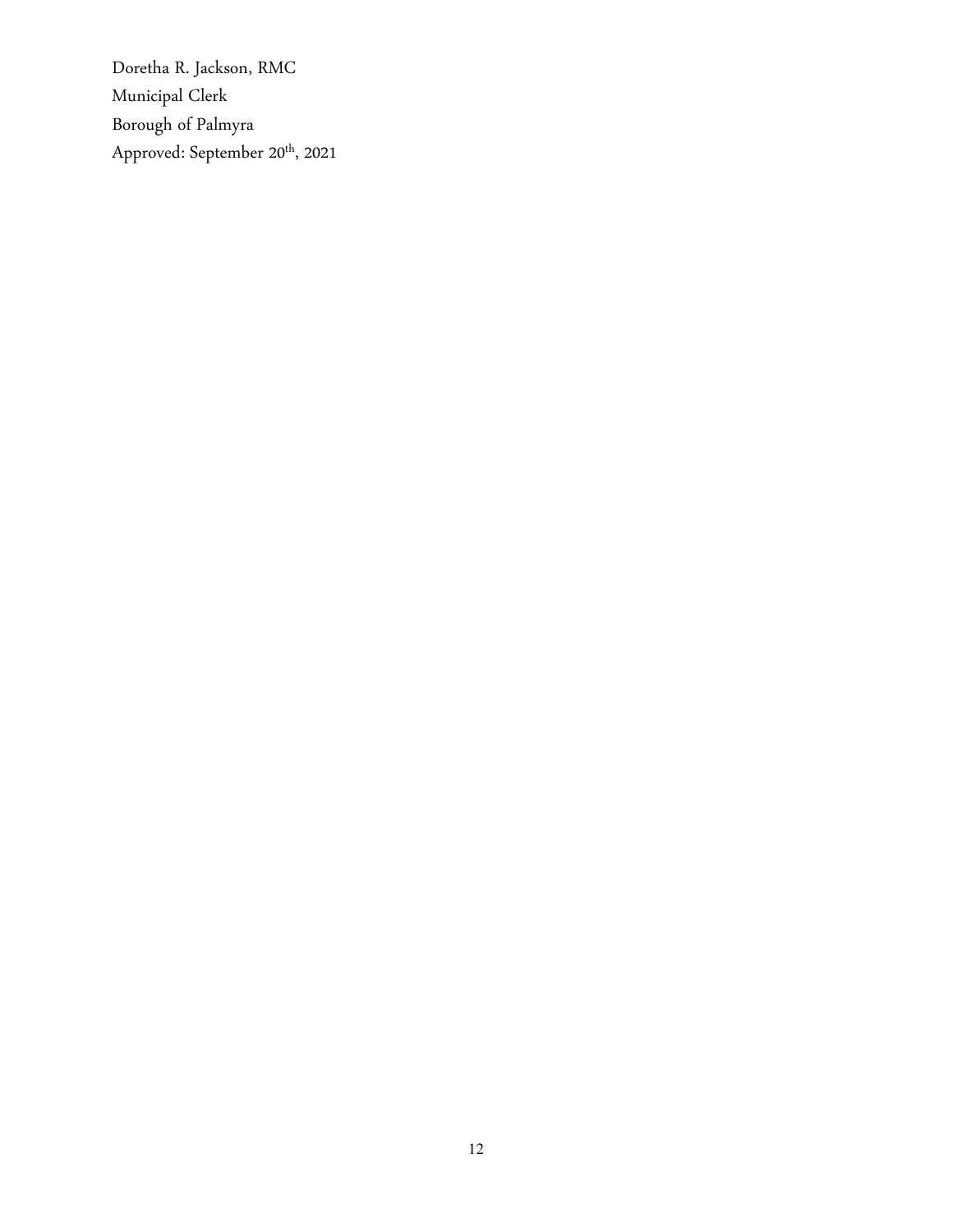Doretha R. Jackson, RMC
Municipal Clerk
Borough of Palmyra
Approved: September 20th, 2021